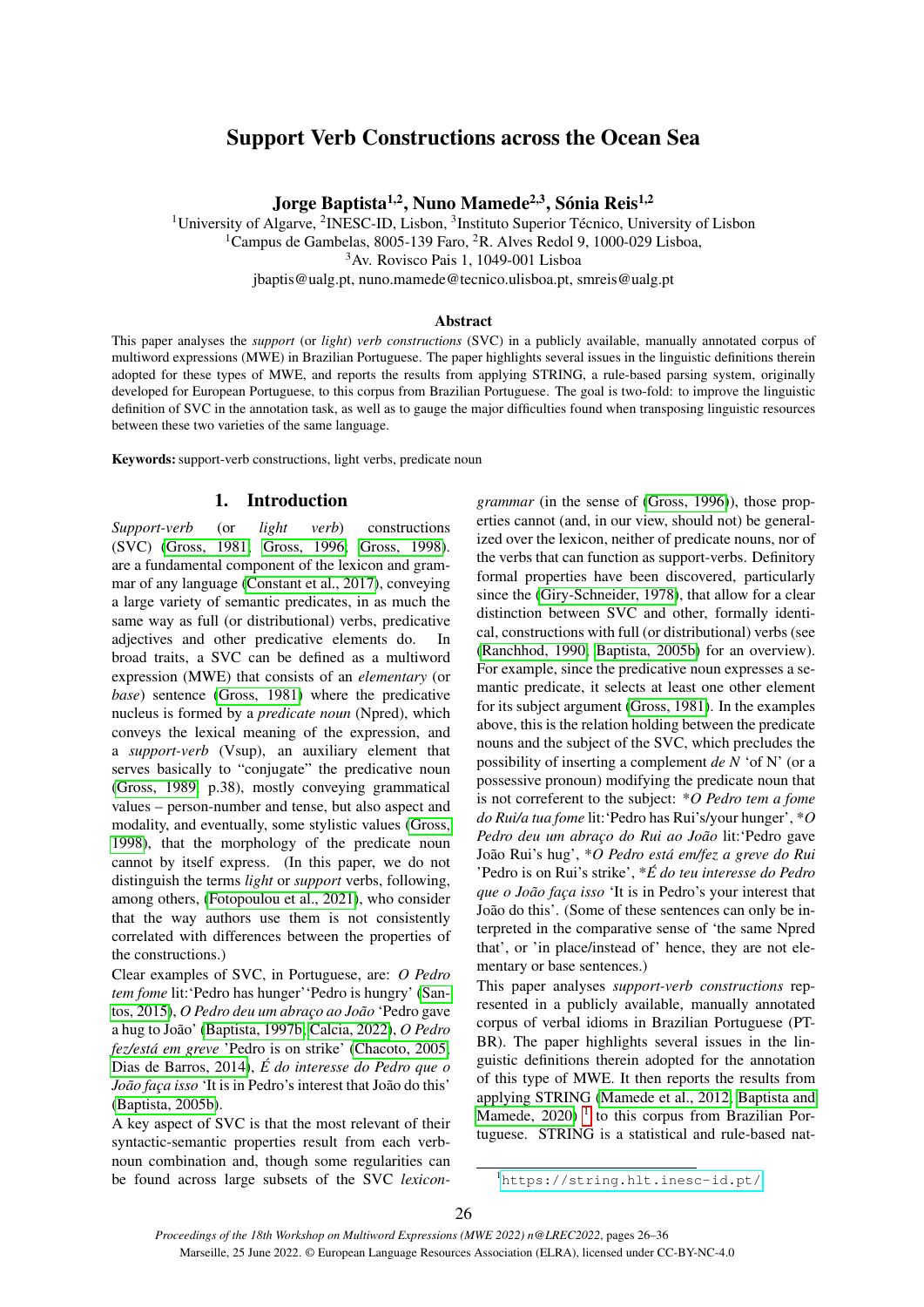# Support Verb Constructions across the Ocean Sea

**Jorge Baptista[1,2], Nuno Mamede[2,3], Sónia Reis[1,2]**

[1]University of Algarve, [2]INESC-ID, Lisbon, [3]Instituto Superior Técnico, University of Lisbon
[1]Campus de Gambelas, 8005-139 Faro, [2]R. Alves Redol 9, 1000-029 Lisboa,
[3]Av. Rovisco Pais 1, 1049-001 Lisboa
jbaptis@ualg.pt, nuno.mamede@tecnico.ulisboa.pt, smreis@ualg.pt

### Abstract

This paper analyses the *support* (or *light*) *verb constructions* (SVC) in a publicly available, manually annotated corpus of multiword expressions (MWE) in Brazilian Portuguese. The paper highlights several issues in the linguistic definitions therein adopted for these types of MWE, and reports the results from applying STRING, a rule-based parsing system, originally developed for European Portuguese, to this corpus from Brazilian Portuguese. The goal is two-fold: to improve the linguistic definition of SVC in the annotation task, as well as to gauge the major difficulties found when transposing linguistic resources between these two varieties of the same language.

**Keywords:** support-verb constructions, light verbs, predicate noun

## 1. Introduction

*Support-verb* (or *light verb*) constructions (SVC) (Gross, 1981; Gross, 1996; Gross, 1998). are a fundamental component of the lexicon and grammar of any language (Constant et al., 2017), conveying a large variety of semantic predicates, in as much the same way as full (or distributional) verbs, predicative adjectives and other predicative elements do. In broad traits, a SVC can be defined as a multiword expression (MWE) that consists of an *elementary* (or *base*) sentence (Gross, 1981) where the predicative nucleus is formed by a *predicate noun* (Npred), which conveys the lexical meaning of the expression, and a *support-verb* (Vsup), an auxiliary element that serves basically to "conjugate" the predicative noun (Gross, 1989, p.38), mostly conveying grammatical values – person-number and tense, but also aspect and modality, and eventually, some stylistic values (Gross, 1998), that the morphology of the predicate noun cannot by itself express. (In this paper, we do not distinguish the terms *light* or *support* verbs, following, among others, (Fotopoulou et al., 2021), who consider that the way authors use them is not consistently correlated with differences between the properties of the constructions.)

Clear examples of SVC, in Portuguese, are: *O Pedro tem fome* lit:'Pedro has hunger' 'Pedro is hungry' (Santos, 2015), *O Pedro deu um abraço ao João* 'Pedro gave a hug to João' (Baptista, 1997b; Calcia, 2022), *O Pedro fez/está em greve* 'Pedro is on strike' (Chacoto, 2005; Dias de Barros, 2014), *É do interesse do Pedro que o João faça isso* 'It is in Pedro's interest that João do this' (Baptista, 2005b).

A key aspect of SVC is that the most relevant of their syntactic-semantic properties result from each verb-noun combination and, though some regularities can be found across large subsets of the SVC *lexicon-grammar* (in the sense of (Gross, 1996)), those properties cannot (and, in our view, should not) be generalized over the lexicon, neither of predicate nouns, nor of the verbs that can function as support-verbs. Definitory formal properties have been discovered, particularly since the (Giry-Schneider, 1978), that allow for a clear distinction between SVC and other, formally identical, constructions with full (or distributional) verbs (see (Ranchhod, 1990; Baptista, 2005b) for an overview). For example, since the predicative noun expresses a semantic predicate, it selects at least one other element for its subject argument (Gross, 1981). In the examples above, this is the relation holding between the predicate nouns and the subject of the SVC, which precludes the possibility of inserting a complement *de N* 'of N' (or a possessive pronoun) modifying the predicate noun that is not correferent to the subject: \**O Pedro tem a fome do Rui/a tua fome* lit:'Pedro has Rui's/your hunger', \**O Pedro deu um abraço do Rui ao João* lit:'Pedro gave João Rui's hug', \**O Pedro está em/fez a greve do Rui* 'Pedro is on Rui's strike', \**É do teu interesse do Pedro que o João faça isso* 'It is in Pedro's your interest that João do this'. (Some of these sentences can only be interpreted in the comparative sense of 'the same Npred that', or 'in place/instead of' hence, they are not elementary or base sentences.)

This paper analyses *support-verb constructions* represented in a publicly available, manually annotated corpus of verbal idioms in Brazilian Portuguese (PT-BR). The paper highlights several issues in the linguistic definitions therein adopted for the annotation of this type of MWE. It then reports the results from applying STRING (Mamede et al., 2012; Baptista and Mamede, 2020) [1] to this corpus from Brazilian Portuguese. STRING is a statistical and rule-based nat-

[1] https://string.hlt.inesc-id.pt/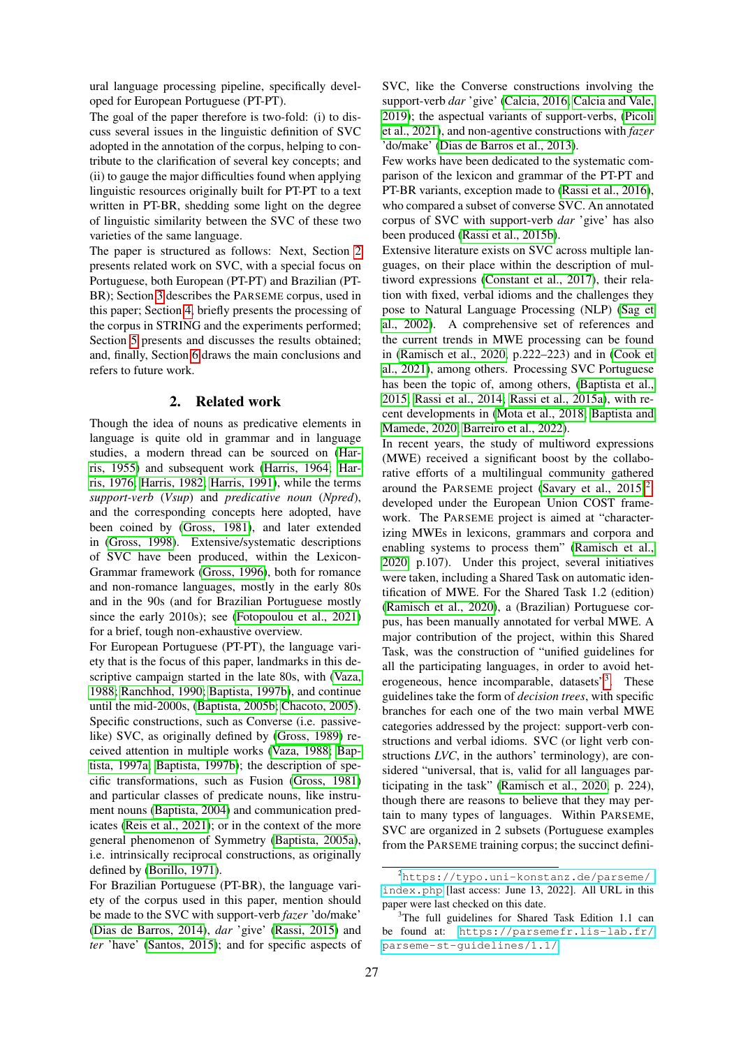ural language processing pipeline, specifically developed for European Portuguese (PT-PT).

The goal of the paper therefore is two-fold: (i) to discuss several issues in the linguistic definition of SVC adopted in the annotation of the corpus, helping to contribute to the clarification of several key concepts; and (ii) to gauge the major difficulties found when applying linguistic resources originally built for PT-PT to a text written in PT-BR, shedding some light on the degree of linguistic similarity between the SVC of these two varieties of the same language.

The paper is structured as follows: Next, Section 2 presents related work on SVC, with a special focus on Portuguese, both European (PT-PT) and Brazilian (PT-BR); Section 3 describes the PARSEME corpus, used in this paper; Section 4, briefly presents the processing of the corpus in STRING and the experiments performed; Section 5 presents and discusses the results obtained; and, finally, Section 6 draws the main conclusions and refers to future work.

## 2. Related work

Though the idea of nouns as predicative elements in language is quite old in grammar and in language studies, a modern thread can be sourced on (Harris, 1955) and subsequent work (Harris, 1964; Harris, 1976; Harris, 1982; Harris, 1991), while the terms *support-verb* (*Vsup*) and *predicative noun* (*Npred*), and the corresponding concepts here adopted, have been coined by (Gross, 1981), and later extended in (Gross, 1998). Extensive/systematic descriptions of SVC have been produced, within the Lexicon-Grammar framework (Gross, 1996), both for romance and non-romance languages, mostly in the early 80s and in the 90s (and for Brazilian Portuguese mostly since the early 2010s); see (Fotopoulou et al., 2021) for a brief, tough non-exhaustive overview.

For European Portuguese (PT-PT), the language variety that is the focus of this paper, landmarks in this descriptive campaign started in the late 80s, with (Vaza, 1988; Ranchhod, 1990; Baptista, 1997b), and continue until the mid-2000s, (Baptista, 2005b; Chacoto, 2005). Specific constructions, such as Converse (i.e. passive-like) SVC, as originally defined by (Gross, 1989) received attention in multiple works (Vaza, 1988; Baptista, 1997a; Baptista, 1997b); the description of specific transformations, such as Fusion (Gross, 1981) and particular classes of predicate nouns, like instrument nouns (Baptista, 2004) and communication predicates (Reis et al., 2021); or in the context of the more general phenomenon of Symmetry (Baptista, 2005a), i.e. intrinsically reciprocal constructions, as originally defined by (Borillo, 1971).

For Brazilian Portuguese (PT-BR), the language variety of the corpus used in this paper, mention should be made to the SVC with support-verb *fazer* 'do/make' (Dias de Barros, 2014), *dar* 'give' (Rassi, 2015) and *ter* 'have' (Santos, 2015); and for specific aspects of SVC, like the Converse constructions involving the support-verb *dar* 'give' (Calcia, 2016; Calcia and Vale, 2019); the aspectual variants of support-verbs, (Picoli et al., 2021), and non-agentive constructions with *fazer* 'do/make' (Dias de Barros et al., 2013).

Few works have been dedicated to the systematic comparison of the lexicon and grammar of the PT-PT and PT-BR variants, exception made to (Rassi et al., 2016), who compared a subset of converse SVC. An annotated corpus of SVC with support-verb *dar* 'give' has also been produced (Rassi et al., 2015b).

Extensive literature exists on SVC across multiple languages, on their place within the description of multiword expressions (Constant et al., 2017), their relation with fixed, verbal idioms and the challenges they pose to Natural Language Processing (NLP) (Sag et al., 2002). A comprehensive set of references and the current trends in MWE processing can be found in (Ramisch et al., 2020, p.222–223) and in (Cook et al., 2021), among others. Processing SVC Portuguese has been the topic of, among others, (Baptista et al., 2015; Rassi et al., 2014; Rassi et al., 2015a), with recent developments in (Mota et al., 2018; Baptista and Mamede, 2020; Barreiro et al., 2022).

In recent years, the study of multiword expressions (MWE) received a significant boost by the collaborative efforts of a multilingual community gathered around the PARSEME project (Savary et al., 2015)[2], developed under the European Union COST framework. The PARSEME project is aimed at "characterizing MWEs in lexicons, grammars and corpora and enabling systems to process them" (Ramisch et al., 2020, p.107). Under this project, several initiatives were taken, including a Shared Task on automatic identification of MWE. For the Shared Task 1.2 (edition) (Ramisch et al., 2020), a (Brazilian) Portuguese corpus, has been manually annotated for verbal MWE. A major contribution of the project, within this Shared Task, was the construction of "unified guidelines for all the participating languages, in order to avoid heterogeneous, hence incomparable, datasets"[3]. These guidelines take the form of *decision trees*, with specific branches for each one of the two main verbal MWE categories addressed by the project: support-verb constructions and verbal idioms. SVC (or light verb constructions *LVC*, in the authors' terminology), are considered "universal, that is, valid for all languages participating in the task" (Ramisch et al., 2020, p. 224), though there are reasons to believe that they may pertain to many types of languages. Within PARSEME, SVC are organized in 2 subsets (Portuguese examples from the PARSEME training corpus; the succinct defini-

[2] https://typo.uni-konstanz.de/parseme/index.php [last access: June 13, 2022]. All URL in this paper were last checked on this date.

[3] The full guidelines for Shared Task Edition 1.1 can be found at: https://parsemefr.lis-lab.fr/parseme-st-guidelines/1.1/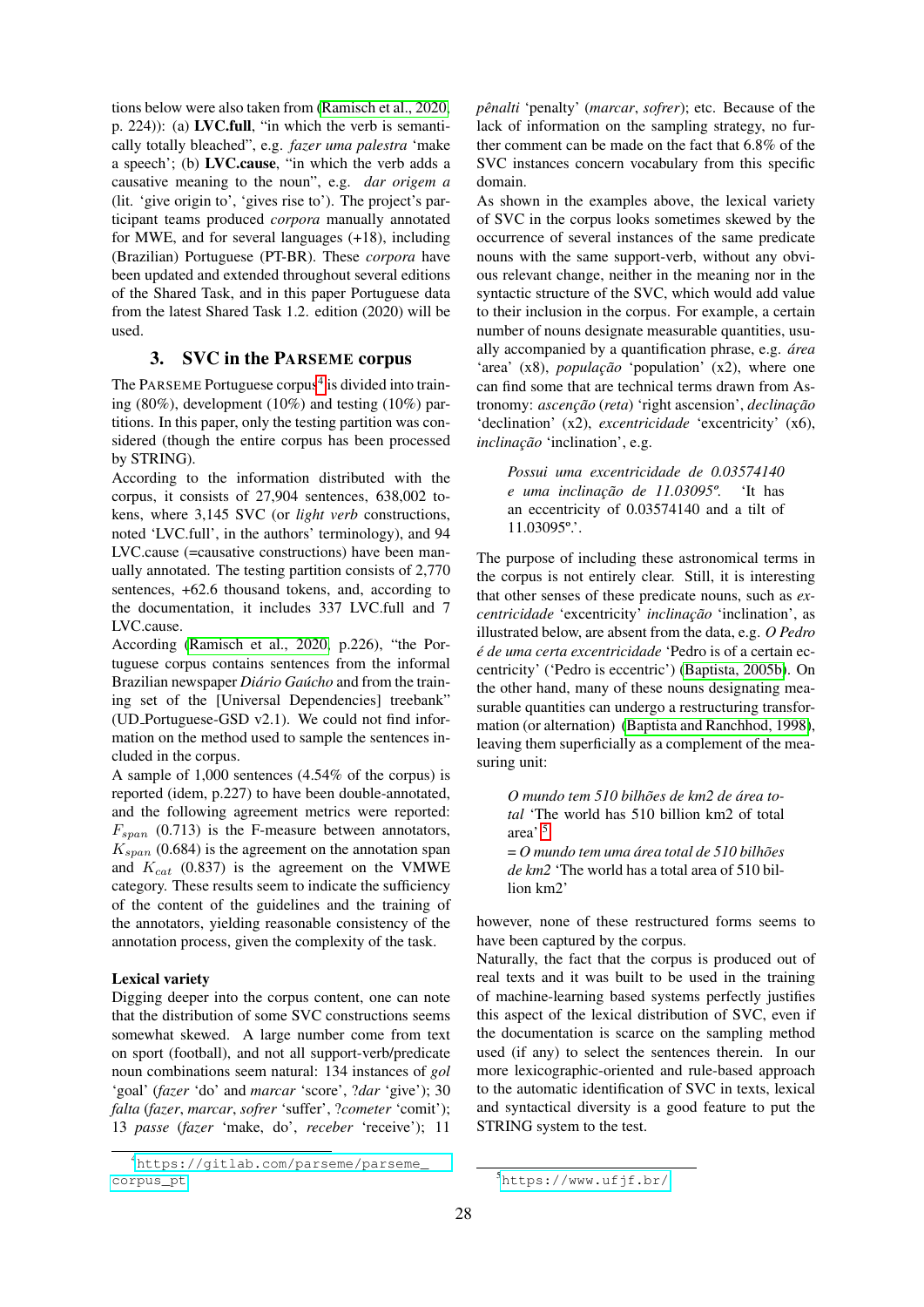tions below were also taken from (Ramisch et al., 2020, p. 224)): (a) **LVC.full**, "in which the verb is semantically totally bleached", e.g. *fazer uma palestra* 'make a speech'; (b) **LVC.cause**, "in which the verb adds a causative meaning to the noun", e.g. *dar origem a* (lit. 'give origin to', 'gives rise to'). The project's participant teams produced *corpora* manually annotated for MWE, and for several languages (+18), including (Brazilian) Portuguese (PT-BR). These *corpora* have been updated and extended throughout several editions of the Shared Task, and in this paper Portuguese data from the latest Shared Task 1.2. edition (2020) will be used.

## 3. SVC in the PARSEME corpus

The PARSEME Portuguese corpus[4] is divided into training (80%), development (10%) and testing (10%) partitions. In this paper, only the testing partition was considered (though the entire corpus has been processed by STRING).

According to the information distributed with the corpus, it consists of 27,904 sentences, 638,002 tokens, where 3,145 SVC (or *light verb* constructions, noted 'LVC.full', in the authors' terminology), and 94 LVC.cause (=causative constructions) have been manually annotated. The testing partition consists of 2,770 sentences, +62.6 thousand tokens, and, according to the documentation, it includes 337 LVC.full and 7 LVC.cause.

According (Ramisch et al., 2020, p.226), "the Portuguese corpus contains sentences from the informal Brazilian newspaper *Diário Gaúcho* and from the training set of the [Universal Dependencies] treebank" (UD_Portuguese-GSD v2.1). We could not find information on the method used to sample the sentences included in the corpus.

A sample of 1,000 sentences (4.54% of the corpus) is reported (idem, p.227) to have been double-annotated, and the following agreement metrics were reported: $F_{span}$ (0.713) is the F-measure between annotators, $K_{span}$ (0.684) is the agreement on the annotation span and $K_{cat}$ (0.837) is the agreement on the VMWE category. These results seem to indicate the sufficiency of the content of the guidelines and the training of the annotators, yielding reasonable consistency of the annotation process, given the complexity of the task.

**Lexical variety**

Digging deeper into the corpus content, one can note that the distribution of some SVC constructions seems somewhat skewed. A large number come from text on sport (football), and not all support-verb/predicate noun combinations seem natural: 134 instances of *gol* 'goal' (*fazer* 'do' and *marcar* 'score', ?*dar* 'give'); 30 *falta* (*fazer*, *marcar*, *sofrer* 'suffer', ?*cometer* 'comit'); 13 *passe* (*fazer* 'make, do', *receber* 'receive'); 11 *pênalti* 'penalty' (*marcar*, *sofrer*); etc. Because of the lack of information on the sampling strategy, no further comment can be made on the fact that 6.8% of the SVC instances concern vocabulary from this specific domain.

As shown in the examples above, the lexical variety of SVC in the corpus looks sometimes skewed by the occurrence of several instances of the same predicate nouns with the same support-verb, without any obvious relevant change, neither in the meaning nor in the syntactic structure of the SVC, which would add value to their inclusion in the corpus. For example, a certain number of nouns designate measurable quantities, usually accompanied by a quantification phrase, e.g. *área* 'area' (x8), *população* 'population' (x2), where one can find some that are technical terms drawn from Astronomy: *ascenção* (*reta*) 'right ascension', *declinação* 'declination' (x2), *excentricidade* 'excentricity' (x6), *inclinação* 'inclination', e.g.

> *Possui uma excentricidade de 0.03574140 e uma inclinação de 11.03095º.* 'It has an eccentricity of 0.03574140 and a tilt of 11.03095º.'.

The purpose of including these astronomical terms in the corpus is not entirely clear. Still, it is interesting that other senses of these predicate nouns, such as *excentricidade* 'excentricity' *inclinação* 'inclination', as illustrated below, are absent from the data, e.g. *O Pedro é de uma certa excentricidade* 'Pedro is of a certain eccentricity' ('Pedro is eccentric') (Baptista, 2005b). On the other hand, many of these nouns designating measurable quantities can undergo a restructuring transformation (or alternation) (Baptista and Ranchhod, 1998), leaving them superficially as a complement of the measuring unit:

> *O mundo tem 510 bilhões de km2 de área total* 'The world has 510 billion km2 of total area'.[5]
> = *O mundo tem uma área total de 510 bilhões de km2* 'The world has a total area of 510 billion km2'

however, none of these restructured forms seems to have been captured by the corpus.

Naturally, the fact that the corpus is produced out of real texts and it was built to be used in the training of machine-learning based systems perfectly justifies this aspect of the lexical distribution of SVC, even if the documentation is scarce on the sampling method used (if any) to select the sentences therein. In our more lexicographic-oriented and rule-based approach to the automatic identification of SVC in texts, lexical and syntactical diversity is a good feature to put the STRING system to the test.

[4] https://gitlab.com/parseme/parseme_corpus_pt

[5] https://www.ufjf.br/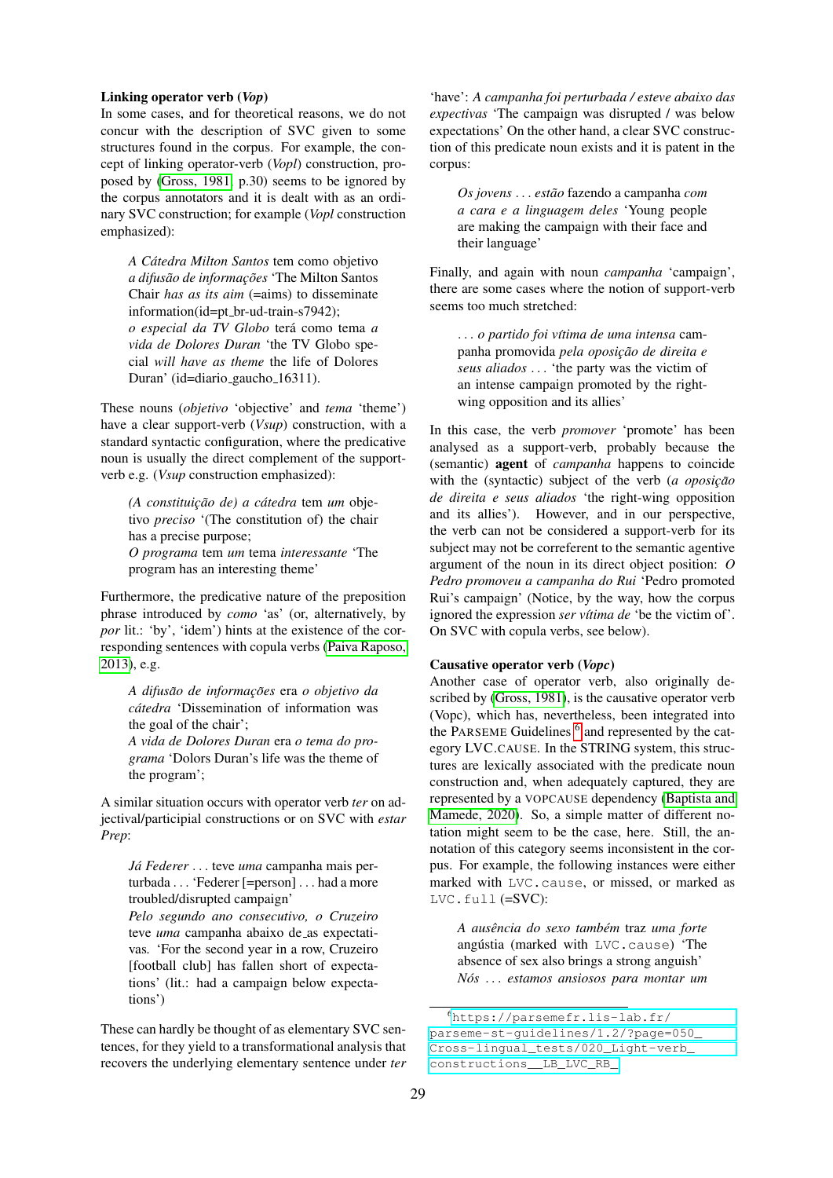**Linking operator verb (*Vop*)**

In some cases, and for theoretical reasons, we do not concur with the description of SVC given to some structures found in the corpus. For example, the concept of linking operator-verb (*Vopl*) construction, proposed by (Gross, 1981, p.30) seems to be ignored by the corpus annotators and it is dealt with as an ordinary SVC construction; for example (*Vopl* construction emphasized):

> *A Cátedra Milton Santos* tem como objetivo *a difusão de informações* 'The Milton Santos Chair *has as its aim* (=aims) to disseminate information(id=pt_br-ud-train-s7942);
> *o especial da TV Globo* terá como tema *a vida de Dolores Duran* 'the TV Globo special *will have as theme* the life of Dolores Duran' (id=diario_gaucho_16311).

These nouns (*objetivo* 'objective' and *tema* 'theme') have a clear support-verb (*Vsup*) construction, with a standard syntactic configuration, where the predicative noun is usually the direct complement of the support-verb e.g. (*Vsup* construction emphasized):

> *(A constituição de) a cátedra* tem *um* objetivo *preciso* '(The constitution of) the chair has a precise purpose;
> *O programa* tem *um* tema *interessante* 'The program has an interesting theme'

Furthermore, the predicative nature of the preposition phrase introduced by *como* 'as' (or, alternatively, by *por* lit.: 'by', 'idem') hints at the existence of the corresponding sentences with copula verbs (Paiva Raposo, 2013), e.g.

> *A difusão de informações* era *o objetivo da cátedra* 'Dissemination of information was the goal of the chair';
> *A vida de Dolores Duran* era *o tema do programa* 'Dolors Duran's life was the theme of the program';

A similar situation occurs with operator verb *ter* on adjectival/participial constructions or on SVC with *estar Prep*:

> *Já Federer* ... teve *uma* campanha mais perturbada ... 'Federer [=person] ... had a more troubled/disrupted campaign'
> *Pelo segundo ano consecutivo, o Cruzeiro* teve *uma* campanha abaixo de_as expectativas. 'For the second year in a row, Cruzeiro [football club] has fallen short of expectations' (lit.: had a campaign below expectations')

These can hardly be thought of as elementary SVC sentences, for they yield to a transformational analysis that recovers the underlying elementary sentence under *ter* 'have': *A campanha foi perturbada / esteve abaixo das expectivas* 'The campaign was disrupted / was below expectations' On the other hand, a clear SVC construction of this predicate noun exists and it is patent in the corpus:

> *Os jovens ... estão* fazendo a campanha *com a cara e a linguagem deles* 'Young people are making the campaign with their face and their language'

Finally, and again with noun *campanha* 'campaign', there are some cases where the notion of support-verb seems too much stretched:

> *... o partido foi vítima de uma intensa* campanha promovida *pela oposição de direita e seus aliados* ... 'the party was the victim of an intense campaign promoted by the right-wing opposition and its allies'

In this case, the verb *promover* 'promote' has been analysed as a support-verb, probably because the (semantic) **agent** of *campanha* happens to coincide with the (syntactic) subject of the verb (*a oposição de direita e seus aliados* 'the right-wing opposition and its allies'). However, and in our perspective, the verb can not be considered a support-verb for its subject may not be correferent to the semantic agentive argument of the noun in its direct object position: *O Pedro promoveu a campanha do Rui* 'Pedro promoted Rui's campaign' (Notice, by the way, how the corpus ignored the expression *ser vítima de* 'be the victim of'. On SVC with copula verbs, see below).

**Causative operator verb (*Vopc*)**

Another case of operator verb, also originally described by (Gross, 1981), is the causative operator verb (Vopc), which has, nevertheless, been integrated into the PARSEME Guidelines [6] and represented by the category LVC.CAUSE. In the STRING system, this structures are lexically associated with the predicate noun construction and, when adequately captured, they are represented by a VOPCAUSE dependency (Baptista and Mamede, 2020). So, a simple matter of different notation might seem to be the case, here. Still, the annotation of this category seems inconsistent in the corpus. For example, the following instances were either marked with `LVC.cause`, or missed, or marked as `LVC.full` (=SVC):

> *A ausência do sexo também* traz *uma forte* angústia (marked with `LVC.cause`) 'The absence of sex also brings a strong anguish'
> *Nós ... estamos ansiosos para montar um*

[6] https://parsemefr.lis-lab.fr/parseme-st-guidelines/1.2/?page=050_Cross-lingual_tests/020_Light-verb_constructions__LB_LVC_RB_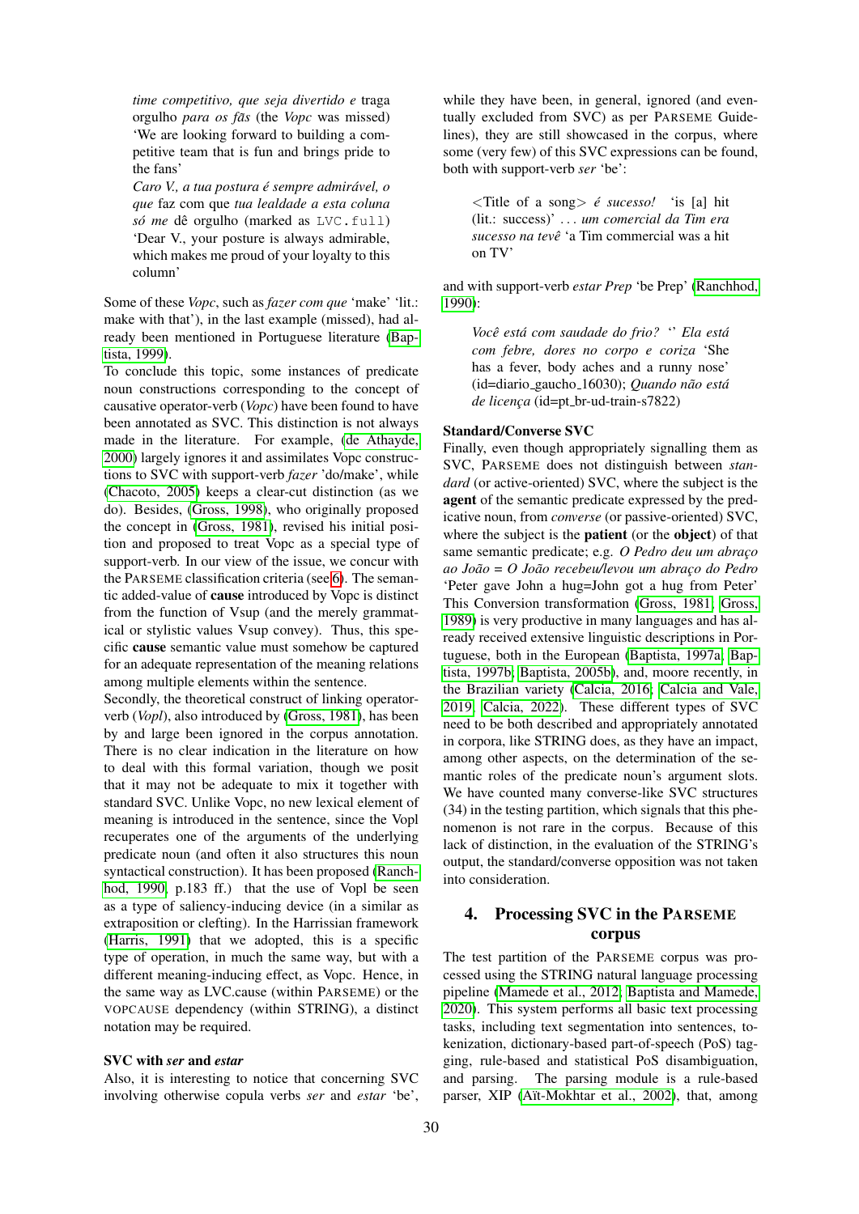*time competitivo, que seja divertido e* traga orgulho *para os fãs* (the *Vopc* was missed) 'We are looking forward to building a competitive team that is fun and brings pride to the fans'

*Caro V., a tua postura é sempre admirável, o que* faz com que *tua lealdade a esta coluna só me* dê orgulho (marked as `LVC.full`) 'Dear V., your posture is always admirable, which makes me proud of your loyalty to this column'

Some of these *Vopc*, such as *fazer com que* 'make' 'lit.: make with that'), in the last example (missed), had already been mentioned in Portuguese literature (Baptista, 1999).

To conclude this topic, some instances of predicate noun constructions corresponding to the concept of causative operator-verb (*Vopc*) have been found to have been annotated as SVC. This distinction is not always made in the literature. For example, (de Athayde, 2000) largely ignores it and assimilates Vopc constructions to SVC with support-verb *fazer* 'do/make', while (Chacoto, 2005) keeps a clear-cut distinction (as we do). Besides, (Gross, 1998), who originally proposed the concept in (Gross, 1981), revised his initial position and proposed to treat Vopc as a special type of support-verb. In our view of the issue, we concur with the PARSEME classification criteria (see 6). The semantic added-value of **cause** introduced by Vopc is distinct from the function of Vsup (and the merely grammatical or stylistic values Vsup convey). Thus, this specific **cause** semantic value must somehow be captured for an adequate representation of the meaning relations among multiple elements within the sentence.

Secondly, the theoretical construct of linking operator-verb (*Vopl*), also introduced by (Gross, 1981), has been by and large been ignored in the corpus annotation. There is no clear indication in the literature on how to deal with this formal variation, though we posit that it may not be adequate to mix it together with standard SVC. Unlike Vopc, no new lexical element of meaning is introduced in the sentence, since the Vopl recuperates one of the arguments of the underlying predicate noun (and often it also structures this noun syntactical construction). It has been proposed (Ranchhod, 1990, p.183 ff.) that the use of Vopl be seen as a type of saliency-inducing device (in a similar as extraposition or clefting). In the Harrissian framework (Harris, 1991) that we adopted, this is a specific type of operation, in much the same way, but with a different meaning-inducing effect, as Vopc. Hence, in the same way as LVC.cause (within PARSEME) or the VOPCAUSE dependency (within STRING), a distinct notation may be required.

**SVC with *ser* and *estar***

Also, it is interesting to notice that concerning SVC involving otherwise copula verbs *ser* and *estar* 'be', while they have been, in general, ignored (and eventually excluded from SVC) as per PARSEME Guidelines), they are still showcased in the corpus, where some (very few) of this SVC expressions can be found, both with support-verb *ser* 'be':

<Title of a song> *é sucesso!* 'is [a] hit (lit.: success)' ... *um comercial da Tim era sucesso na tevê* 'a Tim commercial was a hit on TV'

and with support-verb *estar Prep* 'be Prep' (Ranchhod, 1990):

*Você está com saudade do frio?* '' *Ela está com febre, dores no corpo e coriza* 'She has a fever, body aches and a runny nose' (id=diario_gaucho_16030); *Quando não está de licença* (id=pt_br-ud-train-s7822)

**Standard/Converse SVC**

Finally, even though appropriately signalling them as SVC, PARSEME does not distinguish between *standard* (or active-oriented) SVC, where the subject is the **agent** of the semantic predicate expressed by the predicative noun, from *converse* (or passive-oriented) SVC, where the subject is the **patient** (or the **object**) of that same semantic predicate; e.g. *O Pedro deu um abraço ao João = O João recebeu/levou um abraço do Pedro* 'Peter gave John a hug=John got a hug from Peter' This Conversion transformation (Gross, 1981; Gross, 1989) is very productive in many languages and has already received extensive linguistic descriptions in Portuguese, both in the European (Baptista, 1997a; Baptista, 1997b; Baptista, 2005b), and, moore recently, in the Brazilian variety (Calcia, 2016; Calcia and Vale, 2019; Calcia, 2022). These different types of SVC need to be both described and appropriately annotated in corpora, like STRING does, as they have an impact, among other aspects, on the determination of the semantic roles of the predicate noun's argument slots. We have counted many converse-like SVC structures (34) in the testing partition, which signals that this phenomenon is not rare in the corpus. Because of this lack of distinction, in the evaluation of the STRING's output, the standard/converse opposition was not taken into consideration.

## 4. Processing SVC in the PARSEME corpus

The test partition of the PARSEME corpus was processed using the STRING natural language processing pipeline (Mamede et al., 2012; Baptista and Mamede, 2020). This system performs all basic text processing tasks, including text segmentation into sentences, tokenization, dictionary-based part-of-speech (PoS) tagging, rule-based and statistical PoS disambiguation, and parsing. The parsing module is a rule-based parser, XIP (Aït-Mokhtar et al., 2002), that, among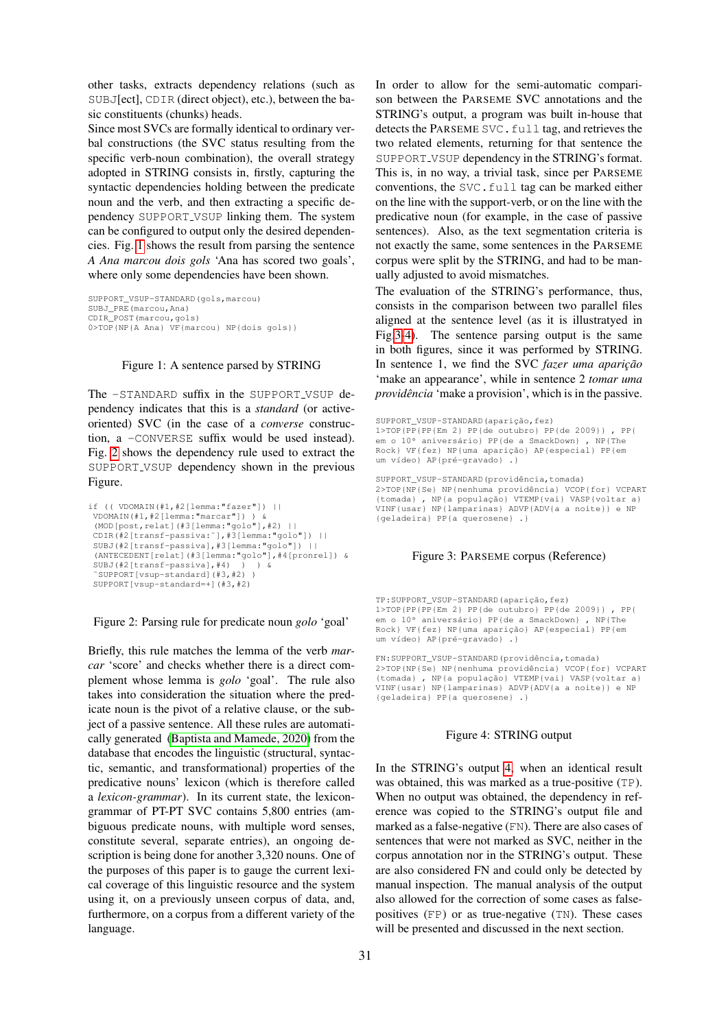other tasks, extracts dependency relations (such as SUBJ[ect], CDIR (direct object), etc.), between the basic constituents (chunks) heads.

Since most SVCs are formally identical to ordinary verbal constructions (the SVC status resulting from the specific verb-noun combination), the overall strategy adopted in STRING consists in, firstly, capturing the syntactic dependencies holding between the predicate noun and the verb, and then extracting a specific dependency SUPPORT_VSUP linking them. The system can be configured to output only the desired dependencies. Fig. 1 shows the result from parsing the sentence *A Ana marcou dois gols* 'Ana has scored two goals', where only some dependencies have been shown.

```
SUPPORT_VSUP-STANDARD(gols,marcou)
SUBJ_PRE(marcou,Ana)
CDIR_POST(marcou,gols)
0>TOP{NP{A Ana} VF{marcou} NP{dois gols}}
```

Figure 1: A sentence parsed by STRING

The -STANDARD suffix in the SUPPORT_VSUP dependency indicates that this is a *standard* (or active-oriented) SVC (in the case of a *converse* construction, a -CONVERSE suffix would be used instead). Fig. 2 shows the dependency rule used to extract the SUPPORT_VSUP dependency shown in the previous Figure.

```
if (( VDOMAIN(#1,#2[lemma:"fazer"]) ||
 VDOMAIN(#1,#2[lemma:"marcar"]) ) &
 (MOD[post,relat](#3[lemma:"golo"],#2) ||
 CDIR(#2[transf-passiva:~],#3[lemma:"golo"]) ||
 SUBJ(#2[transf-passiva],#3[lemma:"golo"]) ||
 (ANTECEDENT[relat](#3[lemma:"golo"],#4[pronrel]) &
 SUBJ(#2[transf-passiva],#4)  )  ) &
 ~SUPPORT[vsup-standard](#3,#2) )
 SUPPORT[vsup-standard=+](#3,#2)
```

Figure 2: Parsing rule for predicate noun *golo* 'goal'

Briefly, this rule matches the lemma of the verb *marcar* 'score' and checks whether there is a direct complement whose lemma is *golo* 'goal'. The rule also takes into consideration the situation where the predicate noun is the pivot of a relative clause, or the subject of a passive sentence. All these rules are automatically generated (Baptista and Mamede, 2020) from the database that encodes the linguistic (structural, syntactic, semantic, and transformational) properties of the predicative nouns' lexicon (which is therefore called a *lexicon-grammar*). In its current state, the lexicon-grammar of PT-PT SVC contains 5,800 entries (ambiguous predicate nouns, with multiple word senses, constitute several, separate entries), an ongoing description is being done for another 3,320 nouns. One of the purposes of this paper is to gauge the current lexical coverage of this linguistic resource and the system using it, on a previously unseen corpus of data, and, furthermore, on a corpus from a different variety of the language.

In order to allow for the semi-automatic comparison between the PARSEME SVC annotations and the STRING's output, a program was built in-house that detects the PARSEME SVC.full tag, and retrieves the two related elements, returning for that sentence the SUPPORT_VSUP dependency in the STRING's format. This is, in no way, a trivial task, since per PARSEME conventions, the SVC.full tag can be marked either on the line with the support-verb, or on the line with the predicative noun (for example, in the case of passive sentences). Also, as the text segmentation criteria is not exactly the same, some sentences in the PARSEME corpus were split by the STRING, and had to be manually adjusted to avoid mismatches.

The evaluation of the STRING's performance, thus, consists in the comparison between two parallel files aligned at the sentence level (as it is illustrayed in Fig.3-4). The sentence parsing output is the same in both figures, since it was performed by STRING. In sentence 1, we find the SVC *fazer uma aparição* 'make an appearance', while in sentence 2 *tomar uma providência* 'make a provision', which is in the passive.

```
SUPPORT_VSUP-STANDARD(aparição,fez)
1>TOP{PP{PP{Em 2} PP{de outubro} PP{de 2009}} , PP{
em o 10º aniversário} PP{de a SmackDown} , NP{The
Rock} VF{fez} NP{uma aparição} AP{especial} PP{em
um vídeo} AP{pré-gravado} .}

SUPPORT_VSUP-STANDARD(providência,tomada)
2>TOP{NP{Se} NP{nenhuma providência} VCOP{for} VCPART
{tomada} , NP{a população} VTEMP{vai} VASP{voltar a}
VINF{usar} NP{lamparinas} ADVP{ADV{a a noite}} e NP
{geladeira} PP{a querosene} .}
```

Figure 3: PARSEME corpus (Reference)

```
TP:SUPPORT_VSUP-STANDARD(aparição,fez)
1>TOP{PP{PP{Em 2} PP{de outubro} PP{de 2009}} , PP{
em o 10º aniversário} PP{de a SmackDown} , NP{The
Rock} VF{fez} NP{uma aparição} AP{especial} PP{em
um vídeo} AP{pré-gravado} .}

FN:SUPPORT_VSUP-STANDARD(providência,tomada)
2>TOP{NP{Se} NP{nenhuma providência} VCOP{for} VCPART
{tomada} , NP{a população} VTEMP{vai} VASP{voltar a}
VINF{usar} NP{lamparinas} ADVP{ADV{a a noite}} e NP
{geladeira} PP{a querosene} .}
```

Figure 4: STRING output

In the STRING's output 4, when an identical result was obtained, this was marked as a true-positive (TP). When no output was obtained, the dependency in reference was copied to the STRING's output file and marked as a false-negative (FN). There are also cases of sentences that were not marked as SVC, neither in the corpus annotation nor in the STRING's output. These are also considered FN and could only be detected by manual inspection. The manual analysis of the output also allowed for the correction of some cases as false-positives (FP) or as true-negative (TN). These cases will be presented and discussed in the next section.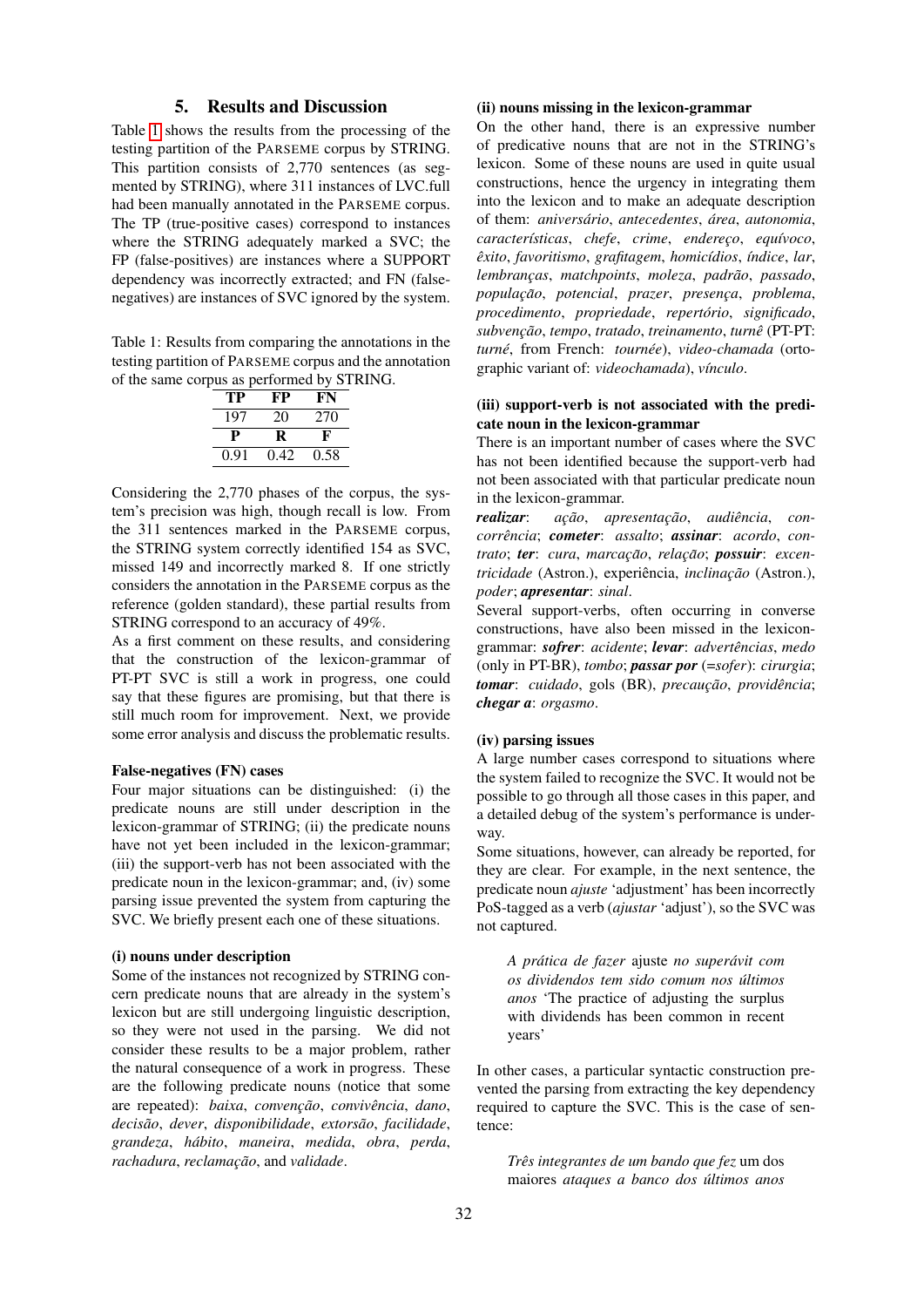## 5. Results and Discussion

Table 1 shows the results from the processing of the testing partition of the PARSEME corpus by STRING. This partition consists of 2,770 sentences (as segmented by STRING), where 311 instances of LVC.full had been manually annotated in the PARSEME corpus. The TP (true-positive cases) correspond to instances where the STRING adequately marked a SVC; the FP (false-positives) are instances where a SUPPORT dependency was incorrectly extracted; and FN (false-negatives) are instances of SVC ignored by the system.

Table 1: Results from comparing the annotations in the testing partition of PARSEME corpus and the annotation of the same corpus as performed by STRING.

| TP | FP | FN |
|---|---|---|
| 197 | 20 | 270 |
| **P** | **R** | **F** |
| 0.91 | 0.42 | 0.58 |

Considering the 2,770 phases of the corpus, the system's precision was high, though recall is low. From the 311 sentences marked in the PARSEME corpus, the STRING system correctly identified 154 as SVC, missed 149 and incorrectly marked 8. If one strictly considers the annotation in the PARSEME corpus as the reference (golden standard), these partial results from STRING correspond to an accuracy of 49%.

As a first comment on these results, and considering that the construction of the lexicon-grammar of PT-PT SVC is still a work in progress, one could say that these figures are promising, but that there is still much room for improvement. Next, we provide some error analysis and discuss the problematic results.

**False-negatives (FN) cases**

Four major situations can be distinguished: (i) the predicate nouns are still under description in the lexicon-grammar of STRING; (ii) the predicate nouns have not yet been included in the lexicon-grammar; (iii) the support-verb has not been associated with the predicate noun in the lexicon-grammar; and, (iv) some parsing issue prevented the system from capturing the SVC. We briefly present each one of these situations.

**(i) nouns under description**

Some of the instances not recognized by STRING concern predicate nouns that are already in the system's lexicon but are still undergoing linguistic description, so they were not used in the parsing. We did not consider these results to be a major problem, rather the natural consequence of a work in progress. These are the following predicate nouns (notice that some are repeated): *baixa*, *convenção*, *convivência*, *dano*, *decisão*, *dever*, *disponibilidade*, *extorsão*, *facilidade*, *grandeza*, *hábito*, *maneira*, *medida*, *obra*, *perda*, *rachadura*, *reclamação*, and *validade*.

**(ii) nouns missing in the lexicon-grammar**

On the other hand, there is an expressive number of predicative nouns that are not in the STRING's lexicon. Some of these nouns are used in quite usual constructions, hence the urgency in integrating them into the lexicon and to make an adequate description of them: *aniversário*, *antecedentes*, *área*, *autonomia*, *características*, *chefe*, *crime*, *endereço*, *equívoco*, *êxito*, *favoritismo*, *grafitagem*, *homicídios*, *índice*, *lar*, *lembranças*, *matchpoints*, *moleza*, *padrão*, *passado*, *população*, *potencial*, *prazer*, *presença*, *problema*, *procedimento*, *propriedade*, *repertório*, *significado*, *subvenção*, *tempo*, *tratado*, *treinamento*, *turnê* (PT-PT: *turné*, from French: *tournée*), *video-chamada* (ortographic variant of: *videochamada*), *vínculo*.

**(iii) support-verb is not associated with the predicate noun in the lexicon-grammar**

There is an important number of cases where the SVC has not been identified because the support-verb had not been associated with that particular predicate noun in the lexicon-grammar.

***realizar***: *ação*, *apresentação*, *audiência*, *concorrência*; ***cometer***: *assalto*; ***assinar***: *acordo*, *contrato*; ***ter***: *cura*, *marcação*, *relação*; ***possuir***: *excentricidade* (Astron.), experiência, *inclinação* (Astron.), *poder*; ***apresentar***: *sinal*.

Several support-verbs, often occurring in converse constructions, have also been missed in the lexicon-grammar: ***sofrer***: *acidente*; ***levar***: *advertências*, *medo* (only in PT-BR), *tombo*; ***passar por*** (=*sofer*): *cirurgia*; ***tomar***: *cuidado*, gols (BR), *precaução*, *providência*; ***chegar a***: *orgasmo*.

**(iv) parsing issues**

A large number cases correspond to situations where the system failed to recognize the SVC. It would not be possible to go through all those cases in this paper, and a detailed debug of the system's performance is underway.

Some situations, however, can already be reported, for they are clear. For example, in the next sentence, the predicate noun *ajuste* 'adjustment' has been incorrectly PoS-tagged as a verb (*ajustar* 'adjust'), so the SVC was not captured.

> *A prática de fazer* ajuste *no superávit com os dividendos tem sido comum nos últimos anos* 'The practice of adjusting the surplus with dividends has been common in recent years'

In other cases, a particular syntactic construction prevented the parsing from extracting the key dependency required to capture the SVC. This is the case of sentence:

> *Três integrantes de um bando que fez* um dos maiores *ataques a banco dos últimos anos*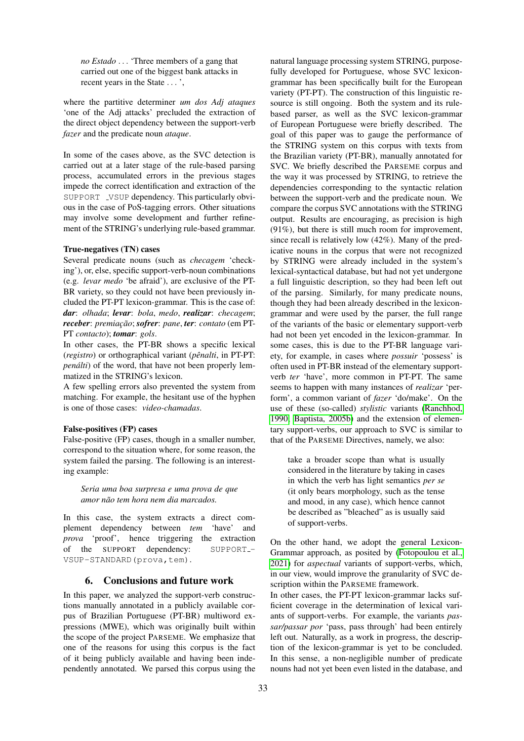*no Estado* . . . 'Three members of a gang that carried out one of the biggest bank attacks in recent years in the State . . . ',

where the partitive determiner *um dos Adj ataques* 'one of the Adj attacks' precluded the extraction of the direct object dependency between the support-verb *fazer* and the predicate noun *ataque*.

In some of the cases above, as the SVC detection is carried out at a later stage of the rule-based parsing process, accumulated errors in the previous stages impede the correct identification and extraction of the `SUPPORT _VSUP` dependency. This particularly obvious in the case of PoS-tagging errors. Other situations may involve some development and further refinement of the STRING's underlying rule-based grammar.

**True-negatives (TN) cases**

Several predicate nouns (such as *checagem* 'checking'), or, else, specific support-verb-noun combinations (e.g. *levar medo* 'be afraid'), are exclusive of the PT-BR variety, so they could not have been previously included the PT-PT lexicon-grammar. This is the case of: ***dar***: *olhada*; ***levar***: *bola*, *medo*, ***realizar***: *checagem*; ***receber***: *premiação*; ***sofrer***: *pane*, ***ter***: *contato* (em PT-PT *contacto*); ***tomar***: *gols*.

In other cases, the PT-BR shows a specific lexical (*registro*) or orthographical variant (*pênalti*, in PT-PT: *penálti*) of the word, that have not been properly lemmatized in the STRING's lexicon.

A few spelling errors also prevented the system from matching. For example, the hesitant use of the hyphen is one of those cases: *video-chamadas*.

**False-positives (FP) cases**

False-positive (FP) cases, though in a smaller number, correspond to the situation where, for some reason, the system failed the parsing. The following is an interesting example:

> *Seria uma boa surpresa e uma prova de que amor não tem hora nem dia marcados.*

In this case, the system extracts a direct complement dependency between *tem* 'have' and *prova* 'proof', hence triggering the extraction of the SUPPORT dependency: `SUPPORT_-VSUP-STANDARD(prova,tem)`.

## 6. Conclusions and future work

In this paper, we analyzed the support-verb constructions manually annotated in a publicly available corpus of Brazilian Portuguese (PT-BR) multiword expressions (MWE), which was originally built within the scope of the project PARSEME. We emphasize that one of the reasons for using this corpus is the fact of it being publicly available and having been independently annotated. We parsed this corpus using the natural language processing system STRING, purposefully developed for Portuguese, whose SVC lexicon-grammar has been specifically built for the European variety (PT-PT). The construction of this linguistic resource is still ongoing. Both the system and its rule-based parser, as well as the SVC lexicon-grammar of European Portuguese were briefly described. The goal of this paper was to gauge the performance of the STRING system on this corpus with texts from the Brazilian variety (PT-BR), manually annotated for SVC. We briefly described the PARSEME corpus and the way it was processed by STRING, to retrieve the dependencies corresponding to the syntactic relation between the support-verb and the predicate noun. We compare the corpus SVC annotations with the STRING output. Results are encouraging, as precision is high (91%), but there is still much room for improvement, since recall is relatively low (42%). Many of the predicative nouns in the corpus that were not recognized by STRING were already included in the system's lexical-syntactical database, but had not yet undergone a full linguistic description, so they had been left out of the parsing. Similarly, for many predicate nouns, though they had been already described in the lexicon-grammar and were used by the parser, the full range of the variants of the basic or elementary support-verb had not been yet encoded in the lexicon-grammar. In some cases, this is due to the PT-BR language variety, for example, in cases where *possuir* 'possess' is often used in PT-BR instead of the elementary support-verb *ter* 'have', more common in PT-PT. The same seems to happen with many instances of *realizar* 'perform', a common variant of *fazer* 'do/make'. On the use of these (so-called) *stylistic* variants (Ranchhod, 1990; Baptista, 2005b) and the extension of elementary support-verbs, our approach to SVC is similar to that of the PARSEME Directives, namely, we also:

> take a broader scope than what is usually considered in the literature by taking in cases in which the verb has light semantics *per se* (it only bears morphology, such as the tense and mood, in any case), which hence cannot be described as "bleached" as is usually said of support-verbs.

On the other hand, we adopt the general Lexicon-Grammar approach, as posited by (Fotopoulou et al., 2021) for *aspectual* variants of support-verbs, which, in our view, would improve the granularity of SVC description within the PARSEME framework.

In other cases, the PT-PT lexicon-grammar lacks sufficient coverage in the determination of lexical variants of support-verbs. For example, the variants *passar/passar por* 'pass, pass through' had been entirely left out. Naturally, as a work in progress, the description of the lexicon-grammar is yet to be concluded. In this sense, a non-negligible number of predicate nouns had not yet been even listed in the database, and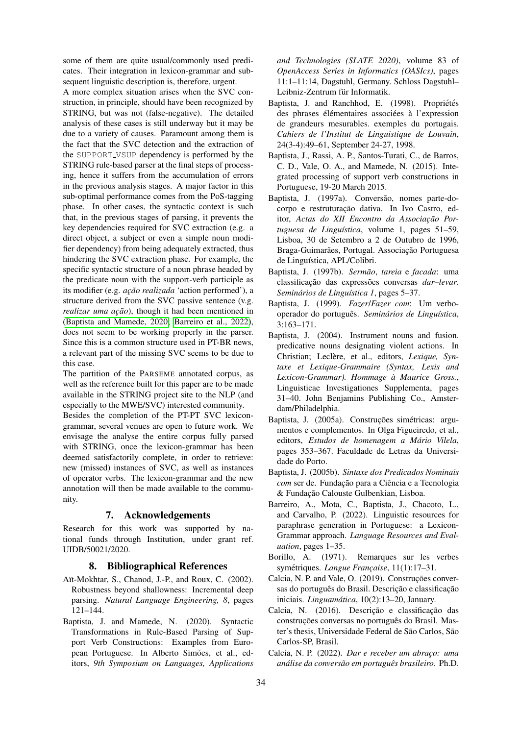some of them are quite usual/commonly used predicates. Their integration in lexicon-grammar and subsequent linguistic description is, therefore, urgent.

A more complex situation arises when the SVC construction, in principle, should have been recognized by STRING, but was not (false-negative). The detailed analysis of these cases is still underway but it may be due to a variety of causes. Paramount among them is the fact that the SVC detection and the extraction of the SUPPORT_VSUP dependency is performed by the STRING rule-based parser at the final steps of processing, hence it suffers from the accumulation of errors in the previous analysis stages. A major factor in this sub-optimal performance comes from the PoS-tagging phase. In other cases, the syntactic context is such that, in the previous stages of parsing, it prevents the key dependencies required for SVC extraction (e.g. a direct object, a subject or even a simple noun modifier dependency) from being adequately extracted, thus hindering the SVC extraction phase. For example, the specific syntactic structure of a noun phrase headed by the predicate noun with the support-verb participle as its modifier (e.g. *ação realizada* 'action performed'), a structure derived from the SVC passive sentence (v.g. *realizar uma ação*), though it had been mentioned in (Baptista and Mamede, 2020; Barreiro et al., 2022), does not seem to be working properly in the parser. Since this is a common structure used in PT-BR news, a relevant part of the missing SVC seems to be due to this case.

The partition of the PARSEME annotated corpus, as well as the reference built for this paper are to be made available in the STRING project site to the NLP (and especially to the MWE/SVC) interested community.

Besides the completion of the PT-PT SVC lexicon-grammar, several venues are open to future work. We envisage the analyse the entire corpus fully parsed with STRING, once the lexicon-grammar has been deemed satisfactorily complete, in order to retrieve: new (missed) instances of SVC, as well as instances of operator verbs. The lexicon-grammar and the new annotation will then be made available to the community.

## 7. Acknowledgements

Research for this work was supported by national funds through Institution, under grant ref. UIDB/50021/2020.

## 8. Bibliographical References

Aït-Mokhtar, S., Chanod, J.-P., and Roux, C. (2002). Robustness beyond shallowness: Incremental deep parsing. *Natural Language Engineering, 8*, pages 121–144.

Baptista, J. and Mamede, N. (2020). Syntactic Transformations in Rule-Based Parsing of Support Verb Constructions: Examples from European Portuguese. In Alberto Simões, et al., editors, *9th Symposium on Languages, Applications and Technologies (SLATE 2020)*, volume 83 of *OpenAccess Series in Informatics (OASIcs)*, pages 11:1–11:14, Dagstuhl, Germany. Schloss Dagstuhl–Leibniz-Zentrum für Informatik.

Baptista, J. and Ranchhod, E. (1998). Propriétés des phrases élémentaires associées à l'expression de grandeurs mesurables. exemples du portugais. *Cahiers de l'Institut de Linguistique de Louvain*, 24(3-4):49–61, September 24-27, 1998.

Baptista, J., Rassi, A. P., Santos-Turati, C., de Barros, C. D., Vale, O. A., and Mamede, N. (2015). Integrated processing of support verb constructions in Portuguese, 19-20 March 2015.

Baptista, J. (1997a). Conversão, nomes parte-do-corpo e restruturação dativa. In Ivo Castro, editor, *Actas do XII Encontro da Associação Portuguesa de Linguística*, volume 1, pages 51–59, Lisboa, 30 de Setembro a 2 de Outubro de 1996, Braga-Guimarães, Portugal. Associação Portuguesa de Linguística, APL/Colibri.

Baptista, J. (1997b). *Sermão*, *tareia* e *facada*: uma classificação das expressões conversas *dar–levar*. *Seminários de Linguística 1*, pages 5–37.

Baptista, J. (1999). *Fazer/Fazer com*: Um verbo-operador do português. *Seminários de Linguística*, 3:163–171.

Baptista, J. (2004). Instrument nouns and fusion. predicative nouns designating violent actions. In Christian; Leclère, et al., editors, *Lexique, Syntaxe et Lexique-Grammaire (Syntax, Lexis and Lexicon-Grammar). Hommage à Maurice Gross.*, Linguisticae Investigationes Supplementa, pages 31–40. John Benjamins Publishing Co., Amsterdam/Philadelphia.

Baptista, J. (2005a). Construções simétricas: argumentos e complementos. In Olga Figueiredo, et al., editors, *Estudos de homenagem a Mário Vilela*, pages 353–367. Faculdade de Letras da Universidade do Porto.

Baptista, J. (2005b). *Sintaxe dos Predicados Nominais com* ser de. Fundação para a Ciência e a Tecnologia & Fundação Calouste Gulbenkian, Lisboa.

Barreiro, A., Mota, C., Baptista, J., Chacoto, L., and Carvalho, P. (2022). Linguistic resources for paraphrase generation in Portuguese: a Lexicon-Grammar approach. *Language Resources and Evaluation*, pages 1–35.

Borillo, A. (1971). Remarques sur les verbes symétriques. *Langue Française*, 11(1):17–31.

Calcia, N. P. and Vale, O. (2019). Construções conversas do português do Brasil. Descrição e classificação iniciais. *Linguamática*, 10(2):13–20, January.

Calcia, N. (2016). Descrição e classificação das construções conversas no português do Brasil. Master's thesis, Universidade Federal de São Carlos, São Carlos-SP, Brasil.

Calcia, N. P. (2022). *Dar e receber um abraço: uma análise da conversão em português brasileiro*. Ph.D.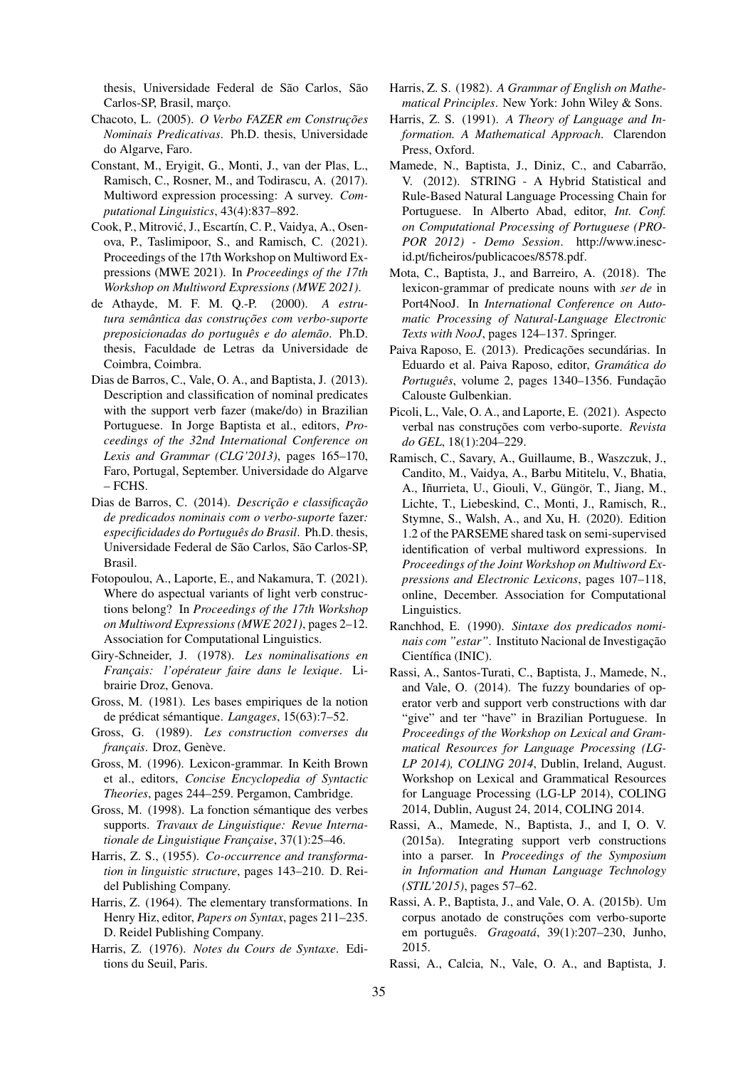thesis, Universidade Federal de São Carlos, São Carlos-SP, Brasil, março.

Chacoto, L. (2005). *O Verbo FAZER em Construções Nominais Predicativas*. Ph.D. thesis, Universidade do Algarve, Faro.

Constant, M., Eryigit, G., Monti, J., van der Plas, L., Ramisch, C., Rosner, M., and Todirascu, A. (2017). Multiword expression processing: A survey. *Computational Linguistics*, 43(4):837–892.

Cook, P., Mitrović, J., Escartín, C. P., Vaidya, A., Osenova, P., Taslimipoor, S., and Ramisch, C. (2021). Proceedings of the 17th Workshop on Multiword Expressions (MWE 2021). In *Proceedings of the 17th Workshop on Multiword Expressions (MWE 2021)*.

de Athayde, M. F. M. Q.-P. (2000). *A estrutura semântica das construções com verbo-suporte preposicionadas do português e do alemão*. Ph.D. thesis, Faculdade de Letras da Universidade de Coimbra, Coimbra.

Dias de Barros, C., Vale, O. A., and Baptista, J. (2013). Description and classification of nominal predicates with the support verb fazer (make/do) in Brazilian Portuguese. In Jorge Baptista et al., editors, *Proceedings of the 32nd International Conference on Lexis and Grammar (CLG'2013)*, pages 165–170, Faro, Portugal, September. Universidade do Algarve – FCHS.

Dias de Barros, C. (2014). *Descrição e classificação de predicados nominais com o verbo-suporte* fazer*: especificidades do Português do Brasil*. Ph.D. thesis, Universidade Federal de São Carlos, São Carlos-SP, Brasil.

Fotopoulou, A., Laporte, E., and Nakamura, T. (2021). Where do aspectual variants of light verb constructions belong? In *Proceedings of the 17th Workshop on Multiword Expressions (MWE 2021)*, pages 2–12. Association for Computational Linguistics.

Giry-Schneider, J. (1978). *Les nominalisations en Français: l'opérateur faire dans le lexique*. Librairie Droz, Genova.

Gross, M. (1981). Les bases empiriques de la notion de prédicat sémantique. *Langages*, 15(63):7–52.

Gross, G. (1989). *Les construction converses du français*. Droz, Genève.

Gross, M. (1996). Lexicon-grammar. In Keith Brown et al., editors, *Concise Encyclopedia of Syntactic Theories*, pages 244–259. Pergamon, Cambridge.

Gross, M. (1998). La fonction sémantique des verbes supports. *Travaux de Linguistique: Revue Internationale de Linguistique Française*, 37(1):25–46.

Harris, Z. S., (1955). *Co-occurrence and transformation in linguistic structure*, pages 143–210. D. Reidel Publishing Company.

Harris, Z. (1964). The elementary transformations. In Henry Hiz, editor, *Papers on Syntax*, pages 211–235. D. Reidel Publishing Company.

Harris, Z. (1976). *Notes du Cours de Syntaxe*. Editions du Seuil, Paris.

Harris, Z. S. (1982). *A Grammar of English on Mathematical Principles*. New York: John Wiley & Sons.

Harris, Z. S. (1991). *A Theory of Language and Information. A Mathematical Approach*. Clarendon Press, Oxford.

Mamede, N., Baptista, J., Diniz, C., and Cabarrão, V. (2012). STRING - A Hybrid Statistical and Rule-Based Natural Language Processing Chain for Portuguese. In Alberto Abad, editor, *Int. Conf. on Computational Processing of Portuguese (PROPOR 2012) - Demo Session*. http://www.inesc-id.pt/ficheiros/publicacoes/8578.pdf.

Mota, C., Baptista, J., and Barreiro, A. (2018). The lexicon-grammar of predicate nouns with *ser de* in Port4NooJ. In *International Conference on Automatic Processing of Natural-Language Electronic Texts with NooJ*, pages 124–137. Springer.

Paiva Raposo, E. (2013). Predicações secundárias. In Eduardo et al. Paiva Raposo, editor, *Gramática do Português*, volume 2, pages 1340–1356. Fundação Calouste Gulbenkian.

Picoli, L., Vale, O. A., and Laporte, E. (2021). Aspecto verbal nas construções com verbo-suporte. *Revista do GEL*, 18(1):204–229.

Ramisch, C., Savary, A., Guillaume, B., Waszczuk, J., Candito, M., Vaidya, A., Barbu Mititelu, V., Bhatia, A., Iñurrieta, U., Giouli, V., Güngör, T., Jiang, M., Lichte, T., Liebeskind, C., Monti, J., Ramisch, R., Stymne, S., Walsh, A., and Xu, H. (2020). Edition 1.2 of the PARSEME shared task on semi-supervised identification of verbal multiword expressions. In *Proceedings of the Joint Workshop on Multiword Expressions and Electronic Lexicons*, pages 107–118, online, December. Association for Computational Linguistics.

Ranchhod, E. (1990). *Sintaxe dos predicados nominais com "estar"*. Instituto Nacional de Investigação Científica (INIC).

Rassi, A., Santos-Turati, C., Baptista, J., Mamede, N., and Vale, O. (2014). The fuzzy boundaries of operator verb and support verb constructions with dar "give" and ter "have" in Brazilian Portuguese. In *Proceedings of the Workshop on Lexical and Grammatical Resources for Language Processing (LG-LP 2014), COLING 2014*, Dublin, Ireland, August. Workshop on Lexical and Grammatical Resources for Language Processing (LG-LP 2014), COLING 2014, Dublin, August 24, 2014, COLING 2014.

Rassi, A., Mamede, N., Baptista, J., and I, O. V. (2015a). Integrating support verb constructions into a parser. In *Proceedings of the Symposium in Information and Human Language Technology (STIL'2015)*, pages 57–62.

Rassi, A. P., Baptista, J., and Vale, O. A. (2015b). Um corpus anotado de construções com verbo-suporte em português. *Gragoatá*, 39(1):207–230, Junho, 2015.

Rassi, A., Calcia, N., Vale, O. A., and Baptista, J.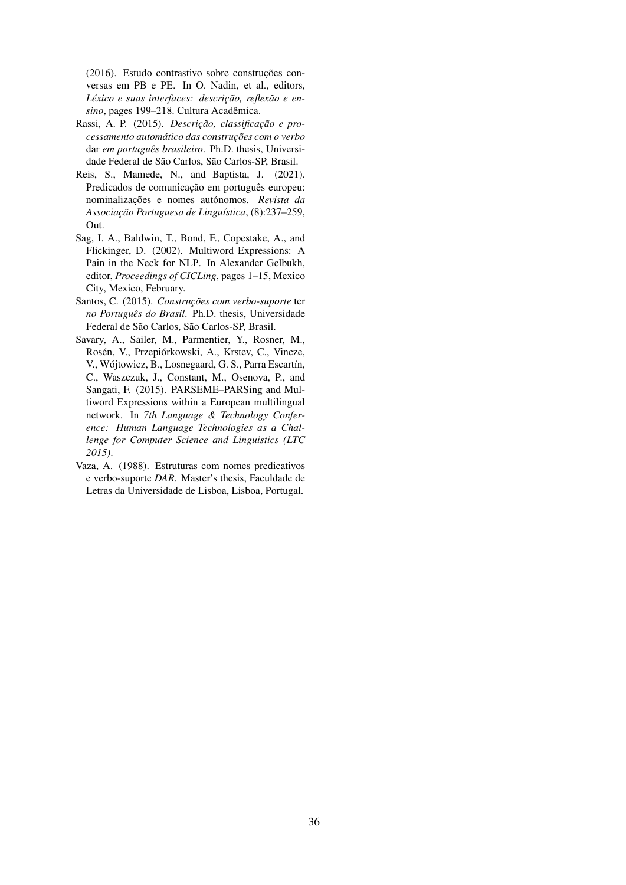(2016). Estudo contrastivo sobre construções conversas em PB e PE. In O. Nadin, et al., editors, *Léxico e suas interfaces: descrição, reflexão e ensino*, pages 199–218. Cultura Acadêmica.

Rassi, A. P. (2015). *Descrição, classificação e processamento automático das construções com o verbo* dar *em português brasileiro*. Ph.D. thesis, Universidade Federal de São Carlos, São Carlos-SP, Brasil.

Reis, S., Mamede, N., and Baptista, J. (2021). Predicados de comunicação em português europeu: nominalizações e nomes autónomos. *Revista da Associação Portuguesa de Linguística*, (8):237–259, Out.

Sag, I. A., Baldwin, T., Bond, F., Copestake, A., and Flickinger, D. (2002). Multiword Expressions: A Pain in the Neck for NLP. In Alexander Gelbukh, editor, *Proceedings of CICLing*, pages 1–15, Mexico City, Mexico, February.

Santos, C. (2015). *Construções com verbo-suporte* ter *no Português do Brasil*. Ph.D. thesis, Universidade Federal de São Carlos, São Carlos-SP, Brasil.

Savary, A., Sailer, M., Parmentier, Y., Rosner, M., Rosén, V., Przepiórkowski, A., Krstev, C., Vincze, V., Wójtowicz, B., Losnegaard, G. S., Parra Escartín, C., Waszczuk, J., Constant, M., Osenova, P., and Sangati, F. (2015). PARSEME–PARSing and Multiword Expressions within a European multilingual network. In *7th Language & Technology Conference: Human Language Technologies as a Challenge for Computer Science and Linguistics (LTC 2015)*.

Vaza, A. (1988). Estruturas com nomes predicativos e verbo-suporte *DAR*. Master's thesis, Faculdade de Letras da Universidade de Lisboa, Lisboa, Portugal.